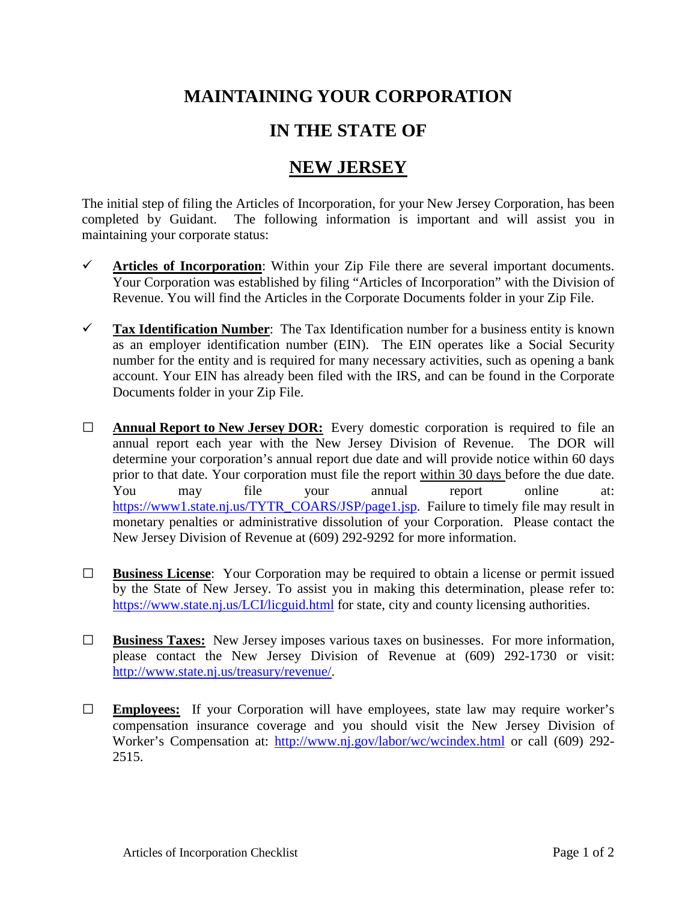# MAINTAINING YOUR CORPORATION

# IN THE STATE OF

# NEW JERSEY

The initial step of filing the Articles of Incorporation, for your New Jersey Corporation, has been completed by Guidant. The following information is important and will assist you in maintaining your corporate status:

- ✓ **Articles of Incorporation**: Within your Zip File there are several important documents. Your Corporation was established by filing "Articles of Incorporation" with the Division of Revenue. You will find the Articles in the Corporate Documents folder in your Zip File.

- ✓ **Tax Identification Number**: The Tax Identification number for a business entity is known as an employer identification number (EIN). The EIN operates like a Social Security number for the entity and is required for many necessary activities, such as opening a bank account. Your EIN has already been filed with the IRS, and can be found in the Corporate Documents folder in your Zip File.

- ☐ **Annual Report to New Jersey DOR:** Every domestic corporation is required to file an annual report each year with the New Jersey Division of Revenue. The DOR will determine your corporation's annual report due date and will provide notice within 60 days prior to that date. Your corporation must file the report within 30 days before the due date. You may file your annual report online at: https://www1.state.nj.us/TYTR_COARS/JSP/page1.jsp. Failure to timely file may result in monetary penalties or administrative dissolution of your Corporation. Please contact the New Jersey Division of Revenue at (609) 292-9292 for more information.

- ☐ **Business License**: Your Corporation may be required to obtain a license or permit issued by the State of New Jersey. To assist you in making this determination, please refer to: https://www.state.nj.us/LCI/licguid.html for state, city and county licensing authorities.

- ☐ **Business Taxes:** New Jersey imposes various taxes on businesses. For more information, please contact the New Jersey Division of Revenue at (609) 292-1730 or visit: http://www.state.nj.us/treasury/revenue/.

- ☐ **Employees:** If your Corporation will have employees, state law may require worker's compensation insurance coverage and you should visit the New Jersey Division of Worker's Compensation at: http://www.nj.gov/labor/wc/wcindex.html or call (609) 292-2515.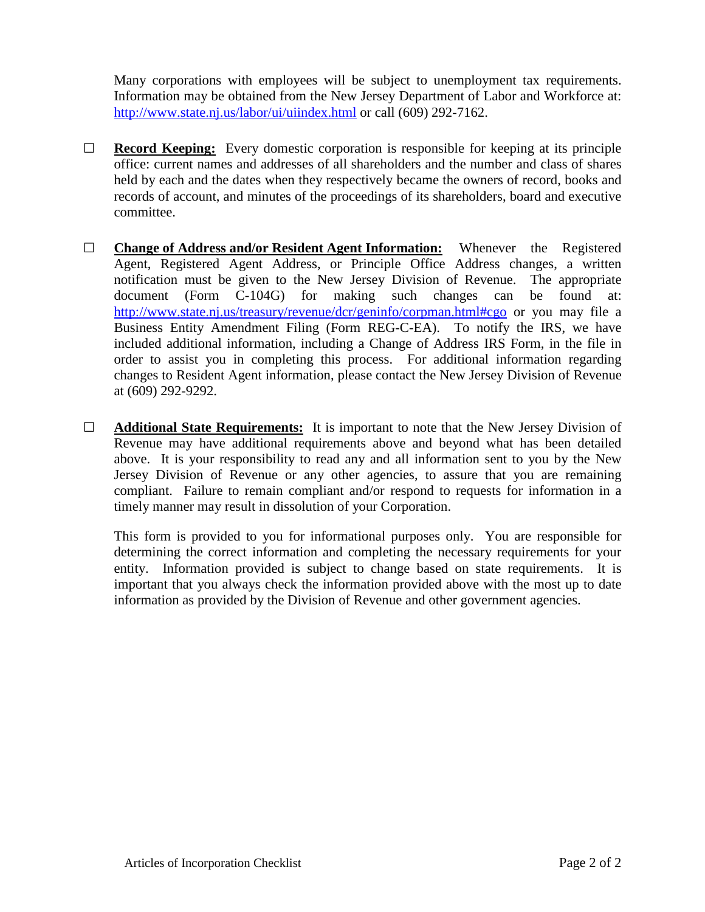Many corporations with employees will be subject to unemployment tax requirements. Information may be obtained from the New Jersey Department of Labor and Workforce at: http://www.state.nj.us/labor/ui/uiindex.html or call (609) 292-7162.

- ☐ **Record Keeping:** Every domestic corporation is responsible for keeping at its principle office: current names and addresses of all shareholders and the number and class of shares held by each and the dates when they respectively became the owners of record, books and records of account, and minutes of the proceedings of its shareholders, board and executive committee.

- ☐ **Change of Address and/or Resident Agent Information:** Whenever the Registered Agent, Registered Agent Address, or Principle Office Address changes, a written notification must be given to the New Jersey Division of Revenue. The appropriate document (Form C-104G) for making such changes can be found at: http://www.state.nj.us/treasury/revenue/dcr/geninfo/corpman.html#cgo or you may file a Business Entity Amendment Filing (Form REG-C-EA). To notify the IRS, we have included additional information, including a Change of Address IRS Form, in the file in order to assist you in completing this process. For additional information regarding changes to Resident Agent information, please contact the New Jersey Division of Revenue at (609) 292-9292.

- ☐ **Additional State Requirements:** It is important to note that the New Jersey Division of Revenue may have additional requirements above and beyond what has been detailed above. It is your responsibility to read any and all information sent to you by the New Jersey Division of Revenue or any other agencies, to assure that you are remaining compliant. Failure to remain compliant and/or respond to requests for information in a timely manner may result in dissolution of your Corporation.

This form is provided to you for informational purposes only. You are responsible for determining the correct information and completing the necessary requirements for your entity. Information provided is subject to change based on state requirements. It is important that you always check the information provided above with the most up to date information as provided by the Division of Revenue and other government agencies.